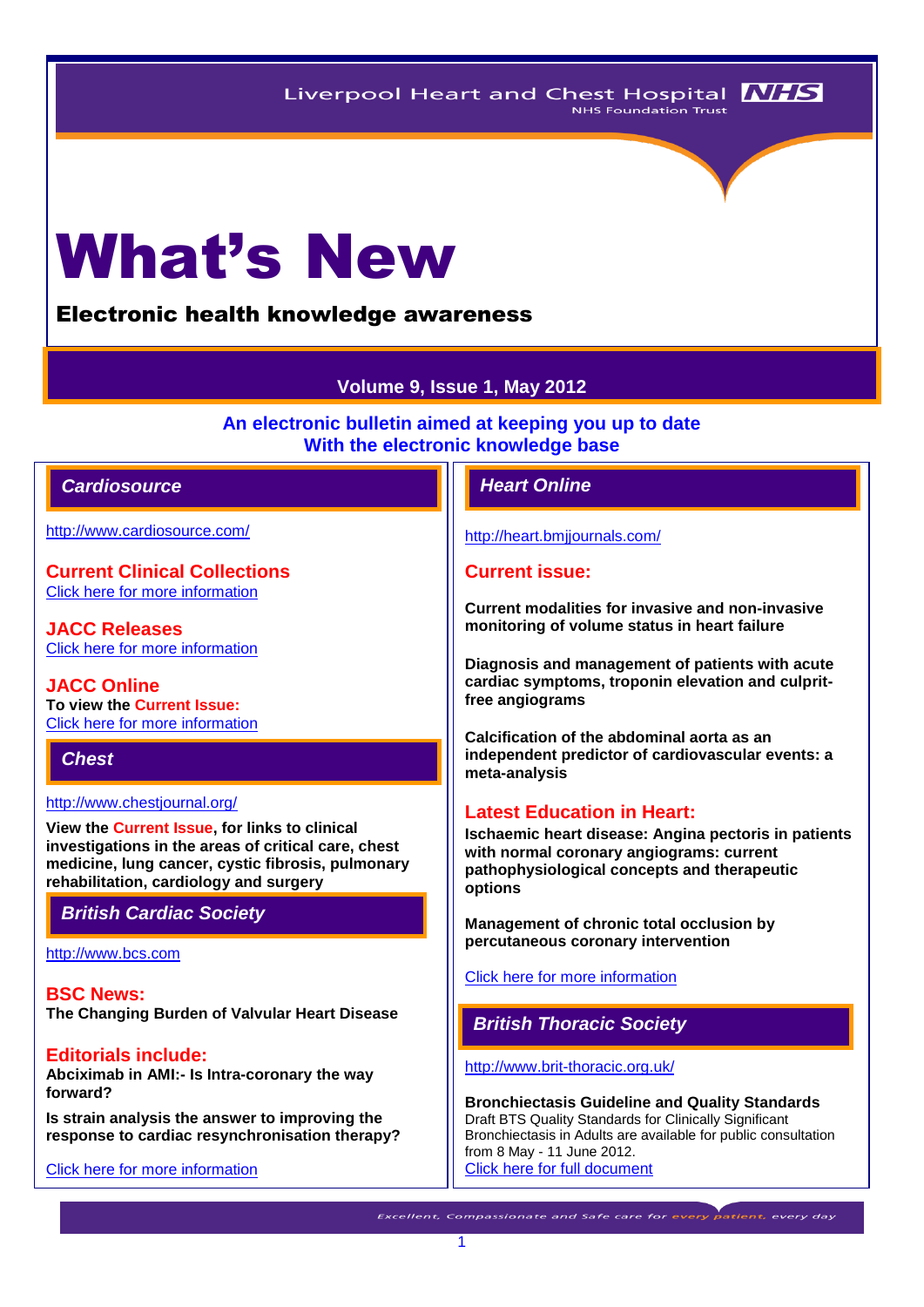Liverpool Heart and Chest Hospital NHS Foundation Trust

# What's New

## Electronic health knowledge awareness

**Volume 9, Issue 1, May 2012**

**An electronic bulletin aimed at keeping you up to date With the electronic knowledge base**

## Cardiosource

http://www.cardiosource.com/

### Current Clinical Collections

Click here for more information

### JACC Releases

Click here for more information

### JACC Online

**To view the Current Issue:**

Click here for more information

## Chest

http://www.chestjournal.org/

**View the Current Issue, for links to clinical investigations in the areas of critical care, chest medicine, lung cancer, cystic fibrosis, pulmonary rehabilitation, cardiology and surgery**

## British Cardiac Society

http://www.bcs.com

### BSC News:

**The Changing Burden of Valvular Heart Disease**

### Editorials include:

**Abciximab in AMI:- Is Intra-coronary the way forward?**

**Is strain analysis the answer to improving the response to cardiac resynchronisation therapy?**

Click here for more information

## Heart Online

http://heart.bmjjournals.com/

### Current issue:

**Current modalities for invasive and non-invasive monitoring of volume status in heart failure**

**Diagnosis and management of patients with acute cardiac symptoms, troponin elevation and culprit-free angiograms**

**Calcification of the abdominal aorta as an independent predictor of cardiovascular events: a meta-analysis**

### Latest Education in Heart:

**Ischaemic heart disease: Angina pectoris in patients with normal coronary angiograms: current pathophysiological concepts and therapeutic options**

**Management of chronic total occlusion by percutaneous coronary intervention**

Click here for more information

## British Thoracic Society

http://www.brit-thoracic.org.uk/

**Bronchiectasis Guideline and Quality Standards**

Draft BTS Quality Standards for Clinically Significant Bronchiectasis in Adults are available for public consultation from 8 May - 11 June 2012.

Click here for full document

Excellent, Compassionate and Safe care for every patient, every day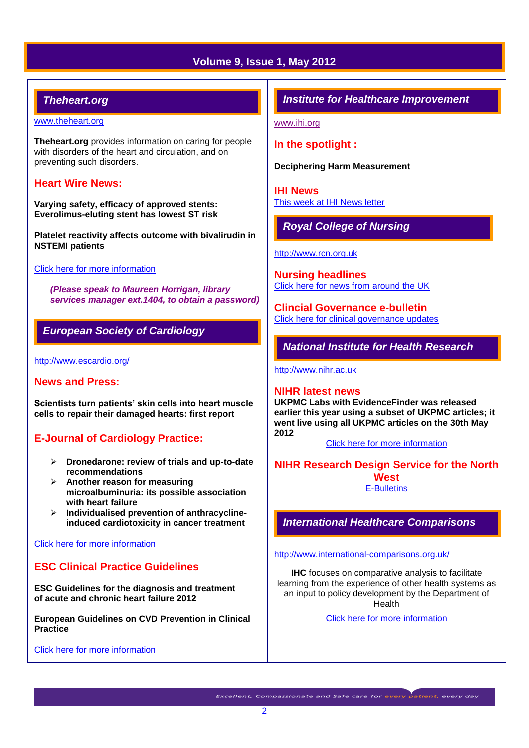## Volume 9, Issue 1, May 2012

## *Theheart.org*

www.theheart.org

**Theheart.org** provides information on caring for people with disorders of the heart and circulation, and on preventing such disorders.

### Heart Wire News:

**Varying safety, efficacy of approved stents: Everolimus-eluting stent has lowest ST risk**

**Platelet reactivity affects outcome with bivalirudin in NSTEMI patients**

Click here for more information

***(Please speak to Maureen Horrigan, library services manager ext.1404, to obtain a password)***

## *European Society of Cardiology*

http://www.escardio.org/

### News and Press:

**Scientists turn patients' skin cells into heart muscle cells to repair their damaged hearts: first report**

### E-Journal of Cardiology Practice:

- **Dronedarone: review of trials and up-to-date recommendations**
- **Another reason for measuring microalbuminuria: its possible association with heart failure**
- **Individualised prevention of anthracycline-induced cardiotoxicity in cancer treatment**

Click here for more information

### ESC Clinical Practice Guidelines

**ESC Guidelines for the diagnosis and treatment of acute and chronic heart failure 2012**

**European Guidelines on CVD Prevention in Clinical Practice**

Click here for more information

## *Institute for Healthcare Improvement*

www.ihi.org

### In the spotlight :

**Deciphering Harm Measurement**

### IHI News

This week at IHI News letter

## *Royal College of Nursing*

http://www.rcn.org.uk

### Nursing headlines

Click here for news from around the UK

### Clincial Governance e-bulletin

Click here for clinical governance updates

## *National Institute for Health Research*

http://www.nihr.ac.uk

### NIHR latest news

**UKPMC Labs with EvidenceFinder was released earlier this year using a subset of UKPMC articles; it went live using all UKPMC articles on the 30th May 2012**

Click here for more information

### NIHR Research Design Service for the North West

E-Bulletins

## *International Healthcare Comparisons*

http://www.international-comparisons.org.uk/

**IHC** focuses on comparative analysis to facilitate learning from the experience of other health systems as an input to policy development by the Department of Health

Click here for more information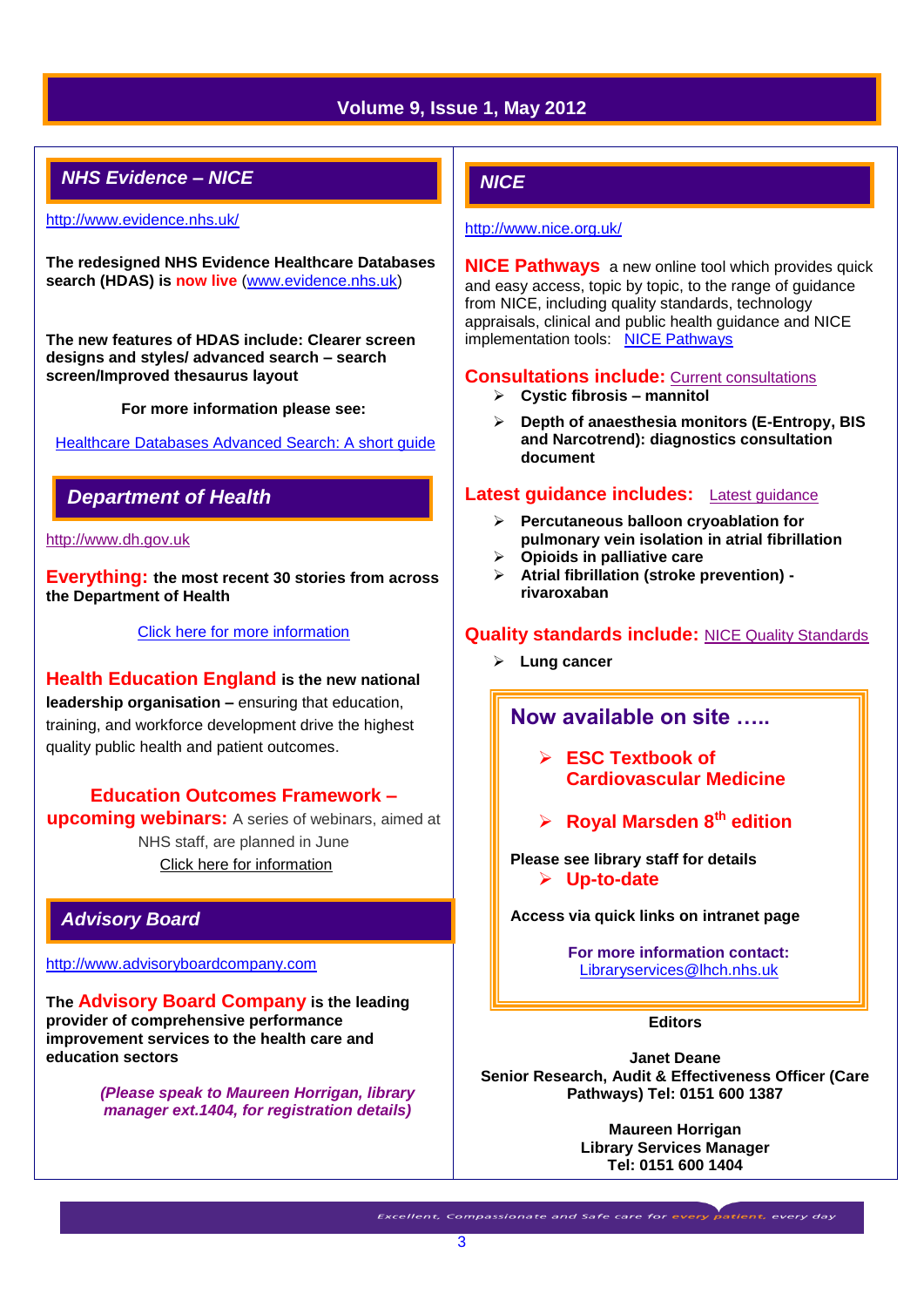## NHS Evidence – NICE

http://www.evidence.nhs.uk/

**The redesigned NHS Evidence Healthcare Databases search (HDAS) is now live (www.evidence.nhs.uk)**

**The new features of HDAS include: Clearer screen designs and styles/ advanced search – search screen/Improved thesaurus layout**

**For more information please see:**

Healthcare Databases Advanced Search: A short guide

## Department of Health

http://www.dh.gov.uk

**Everything: the most recent 30 stories from across the Department of Health**

Click here for more information

**Health Education England is the new national leadership organisation –** ensuring that education, training, and workforce development drive the highest quality public health and patient outcomes.

**Education Outcomes Framework – upcoming webinars:** A series of webinars, aimed at NHS staff, are planned in June

Click here for information

## Advisory Board

http://www.advisoryboardcompany.com

**The Advisory Board Company is the leading provider of comprehensive performance improvement services to the health care and education sectors**

***(Please speak to Maureen Horrigan, library manager ext.1404, for registration details)***

## NICE

http://www.nice.org.uk/

**NICE Pathways** a new online tool which provides quick and easy access, topic by topic, to the range of guidance from NICE, including quality standards, technology appraisals, clinical and public health guidance and NICE implementation tools: NICE Pathways

**Consultations include:** Current consultations

- **Cystic fibrosis – mannitol**
- **Depth of anaesthesia monitors (E-Entropy, BIS and Narcotrend): diagnostics consultation document**

**Latest guidance includes:** Latest guidance

- **Percutaneous balloon cryoablation for pulmonary vein isolation in atrial fibrillation**
- **Opioids in palliative care**
- **Atrial fibrillation (stroke prevention) - rivaroxaban**

**Quality standards include:** NICE Quality Standards

- **Lung cancer**

### Now available on site …..

- **ESC Textbook of Cardiovascular Medicine**
- **Royal Marsden 8th edition**

**Please see library staff for details**

- **Up-to-date**

**Access via quick links on intranet page**

**For more information contact:**
Libraryservices@lhch.nhs.uk

**Editors**

**Janet Deane**
**Senior Research, Audit & Effectiveness Officer (Care Pathways) Tel: 0151 600 1387**

**Maureen Horrigan**
**Library Services Manager**
**Tel: 0151 600 1404**

*Excellent, Compassionate and Safe care for every patient, every day*